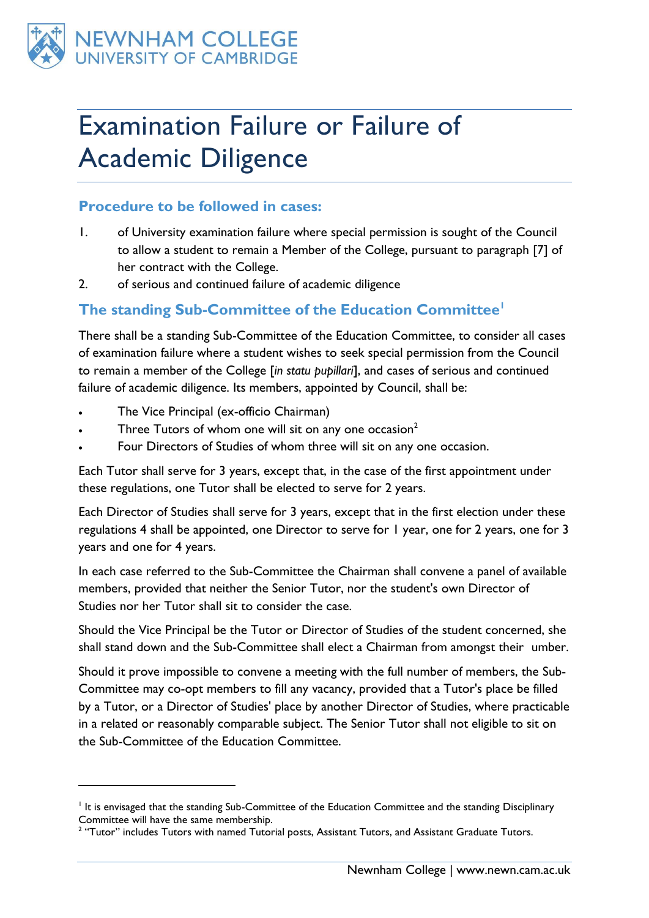# Examination Failure or Failure of Academic Diligence

## Procedure to be followed in cases:

1. of University examination failure where special permission is sought of the Council to allow a student to remain a Member of the College, pursuant to paragraph [7] of her contract with the College.
2. of serious and continued failure of academic diligence

## The standing Sub-Committee of the Education Committee[1]

There shall be a standing Sub-Committee of the Education Committee, to consider all cases of examination failure where a student wishes to seek special permission from the Council to remain a member of the College [*in statu pupillari*], and cases of serious and continued failure of academic diligence. Its members, appointed by Council, shall be:

- The Vice Principal (ex-officio Chairman)
- Three Tutors of whom one will sit on any one occasion[2]
- Four Directors of Studies of whom three will sit on any one occasion.

Each Tutor shall serve for 3 years, except that, in the case of the first appointment under these regulations, one Tutor shall be elected to serve for 2 years.

Each Director of Studies shall serve for 3 years, except that in the first election under these regulations 4 shall be appointed, one Director to serve for 1 year, one for 2 years, one for 3 years and one for 4 years.

In each case referred to the Sub-Committee the Chairman shall convene a panel of available members, provided that neither the Senior Tutor, nor the student's own Director of Studies nor her Tutor shall sit to consider the case.

Should the Vice Principal be the Tutor or Director of Studies of the student concerned, she shall stand down and the Sub-Committee shall elect a Chairman from amongst their umber.

Should it prove impossible to convene a meeting with the full number of members, the Sub-Committee may co-opt members to fill any vacancy, provided that a Tutor's place be filled by a Tutor, or a Director of Studies' place by another Director of Studies, where practicable in a related or reasonably comparable subject. The Senior Tutor shall not eligible to sit on the Sub-Committee of the Education Committee.

---

[1] It is envisaged that the standing Sub-Committee of the Education Committee and the standing Disciplinary Committee will have the same membership.

[2] "Tutor" includes Tutors with named Tutorial posts, Assistant Tutors, and Assistant Graduate Tutors.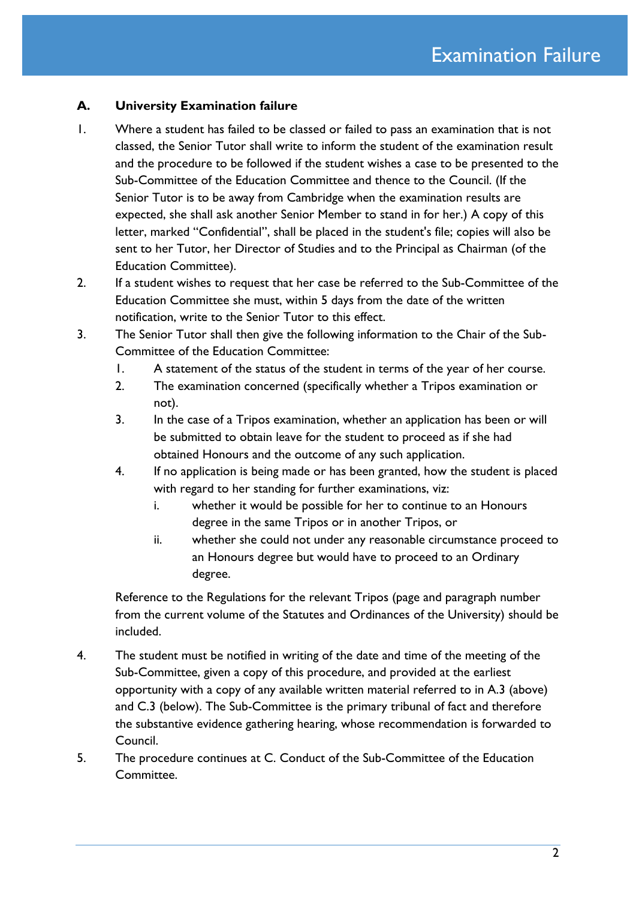# Examination Failure

## A. University Examination failure

1. Where a student has failed to be classed or failed to pass an examination that is not classed, the Senior Tutor shall write to inform the student of the examination result and the procedure to be followed if the student wishes a case to be presented to the Sub-Committee of the Education Committee and thence to the Council. (If the Senior Tutor is to be away from Cambridge when the examination results are expected, she shall ask another Senior Member to stand in for her.) A copy of this letter, marked "Confidential", shall be placed in the student's file; copies will also be sent to her Tutor, her Director of Studies and to the Principal as Chairman (of the Education Committee).
2. If a student wishes to request that her case be referred to the Sub-Committee of the Education Committee she must, within 5 days from the date of the written notification, write to the Senior Tutor to this effect.
3. The Senior Tutor shall then give the following information to the Chair of the Sub-Committee of the Education Committee:
   1. A statement of the status of the student in terms of the year of her course.
   2. The examination concerned (specifically whether a Tripos examination or not).
   3. In the case of a Tripos examination, whether an application has been or will be submitted to obtain leave for the student to proceed as if she had obtained Honours and the outcome of any such application.
   4. If no application is being made or has been granted, how the student is placed with regard to her standing for further examinations, viz:
      1. whether it would be possible for her to continue to an Honours degree in the same Tripos or in another Tripos, or
      2. whether she could not under any reasonable circumstance proceed to an Honours degree but would have to proceed to an Ordinary degree.

   Reference to the Regulations for the relevant Tripos (page and paragraph number from the current volume of the Statutes and Ordinances of the University) should be included.

4. The student must be notified in writing of the date and time of the meeting of the Sub-Committee, given a copy of this procedure, and provided at the earliest opportunity with a copy of any available written material referred to in A.3 (above) and C.3 (below). The Sub-Committee is the primary tribunal of fact and therefore the substantive evidence gathering hearing, whose recommendation is forwarded to Council.
5. The procedure continues at C. Conduct of the Sub-Committee of the Education Committee.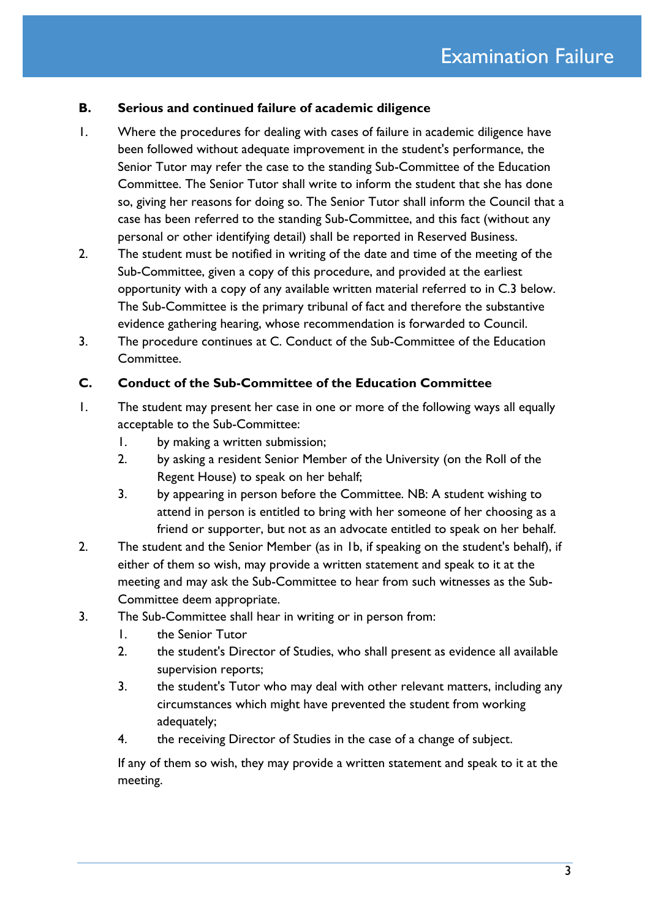**B. Serious and continued failure of academic diligence**

1. Where the procedures for dealing with cases of failure in academic diligence have been followed without adequate improvement in the student's performance, the Senior Tutor may refer the case to the standing Sub-Committee of the Education Committee. The Senior Tutor shall write to inform the student that she has done so, giving her reasons for doing so. The Senior Tutor shall inform the Council that a case has been referred to the standing Sub-Committee, and this fact (without any personal or other identifying detail) shall be reported in Reserved Business.
2. The student must be notified in writing of the date and time of the meeting of the Sub-Committee, given a copy of this procedure, and provided at the earliest opportunity with a copy of any available written material referred to in C.3 below. The Sub-Committee is the primary tribunal of fact and therefore the substantive evidence gathering hearing, whose recommendation is forwarded to Council.
3. The procedure continues at C. Conduct of the Sub-Committee of the Education Committee.

**C. Conduct of the Sub-Committee of the Education Committee**

1. The student may present her case in one or more of the following ways all equally acceptable to the Sub-Committee:
    1. by making a written submission;
    2. by asking a resident Senior Member of the University (on the Roll of the Regent House) to speak on her behalf;
    3. by appearing in person before the Committee. NB: A student wishing to attend in person is entitled to bring with her someone of her choosing as a friend or supporter, but not as an advocate entitled to speak on her behalf.
2. The student and the Senior Member (as in 1b, if speaking on the student's behalf), if either of them so wish, may provide a written statement and speak to it at the meeting and may ask the Sub-Committee to hear from such witnesses as the Sub-Committee deem appropriate.
3. The Sub-Committee shall hear in writing or in person from:
    1. the Senior Tutor
    2. the student's Director of Studies, who shall present as evidence all available supervision reports;
    3. the student's Tutor who may deal with other relevant matters, including any circumstances which might have prevented the student from working adequately;
    4. the receiving Director of Studies in the case of a change of subject.

   If any of them so wish, they may provide a written statement and speak to it at the meeting.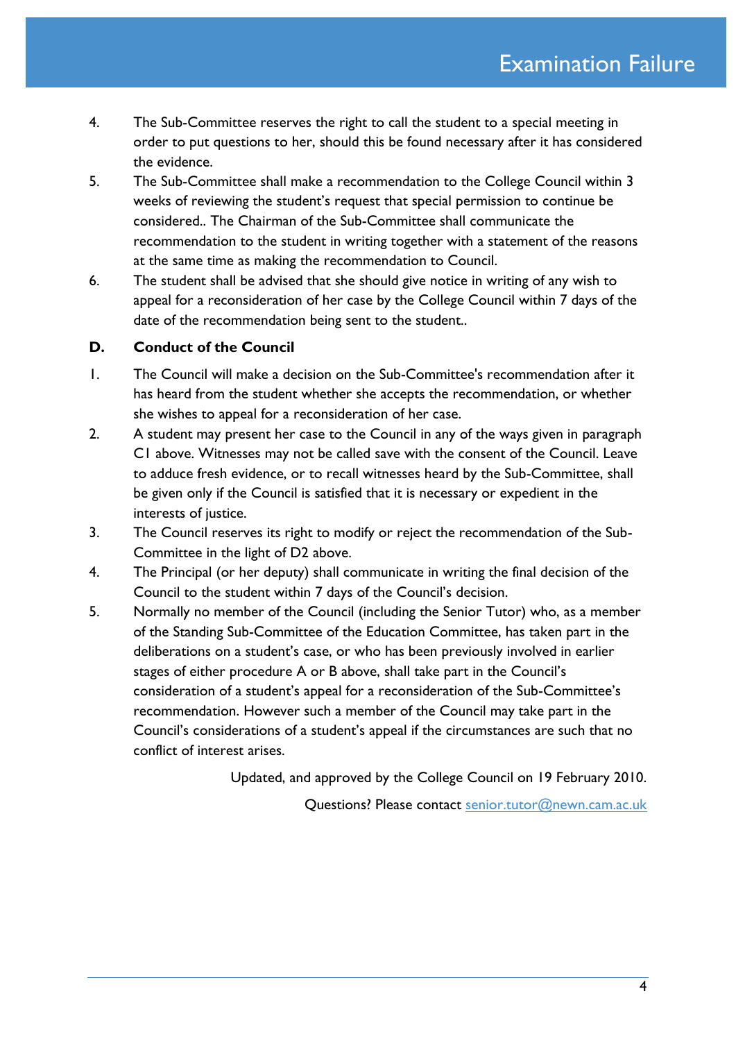4. The Sub-Committee reserves the right to call the student to a special meeting in order to put questions to her, should this be found necessary after it has considered the evidence.
5. The Sub-Committee shall make a recommendation to the College Council within 3 weeks of reviewing the student's request that special permission to continue be considered.. The Chairman of the Sub-Committee shall communicate the recommendation to the student in writing together with a statement of the reasons at the same time as making the recommendation to Council.
6. The student shall be advised that she should give notice in writing of any wish to appeal for a reconsideration of her case by the College Council within 7 days of the date of the recommendation being sent to the student..

## D. Conduct of the Council

1. The Council will make a decision on the Sub-Committee's recommendation after it has heard from the student whether she accepts the recommendation, or whether she wishes to appeal for a reconsideration of her case.
2. A student may present her case to the Council in any of the ways given in paragraph C1 above. Witnesses may not be called save with the consent of the Council. Leave to adduce fresh evidence, or to recall witnesses heard by the Sub-Committee, shall be given only if the Council is satisfied that it is necessary or expedient in the interests of justice.
3. The Council reserves its right to modify or reject the recommendation of the Sub-Committee in the light of D2 above.
4. The Principal (or her deputy) shall communicate in writing the final decision of the Council to the student within 7 days of the Council's decision.
5. Normally no member of the Council (including the Senior Tutor) who, as a member of the Standing Sub-Committee of the Education Committee, has taken part in the deliberations on a student's case, or who has been previously involved in earlier stages of either procedure A or B above, shall take part in the Council's consideration of a student's appeal for a reconsideration of the Sub-Committee's recommendation. However such a member of the Council may take part in the Council's considerations of a student's appeal if the circumstances are such that no conflict of interest arises.

Updated, and approved by the College Council on 19 February 2010.

Questions? Please contact senior.tutor@newn.cam.ac.uk